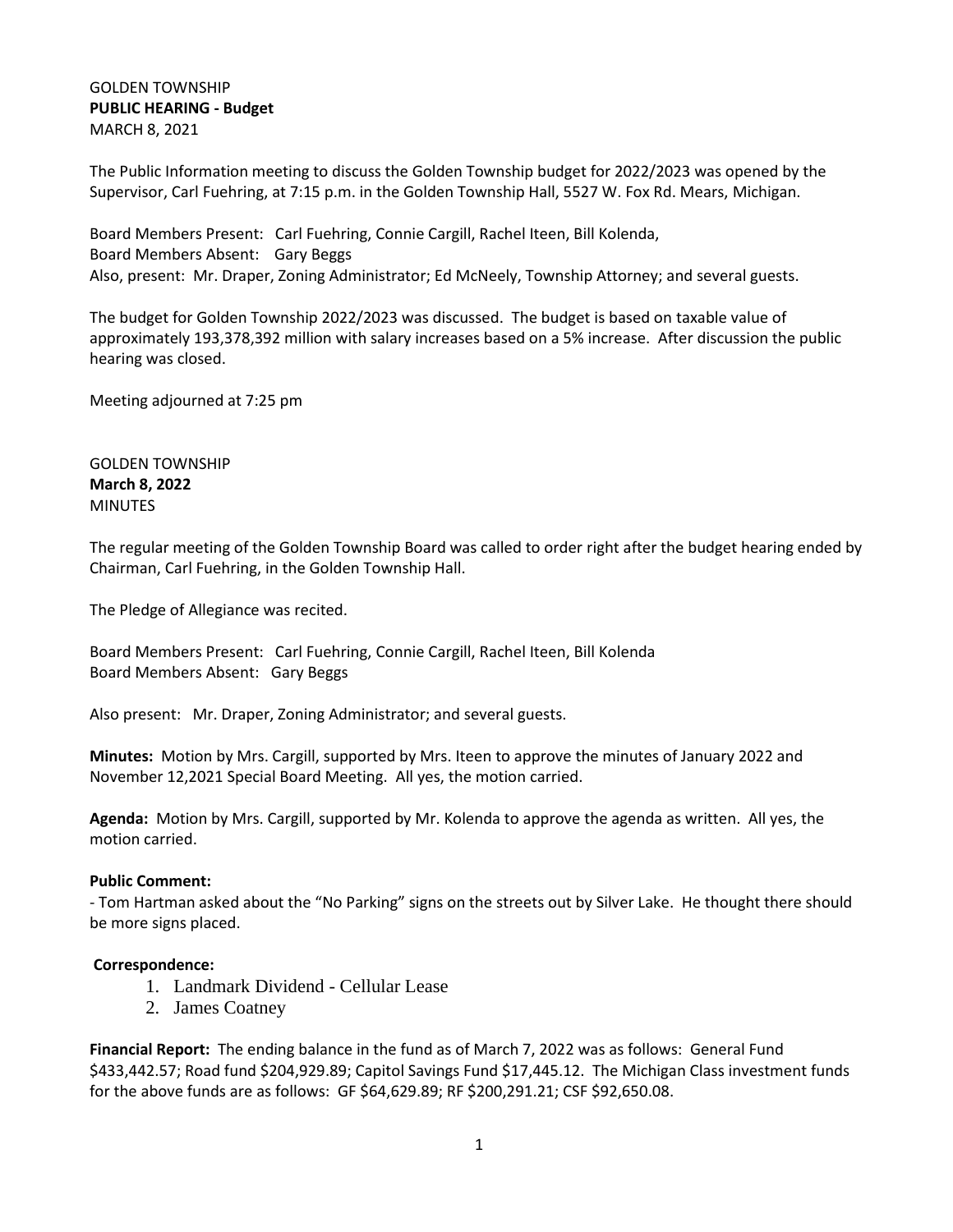GOLDEN TOWNSHIP
**PUBLIC HEARING - Budget**
MARCH 8, 2021

The Public Information meeting to discuss the Golden Township budget for 2022/2023 was opened by the Supervisor, Carl Fuehring, at 7:15 p.m. in the Golden Township Hall, 5527 W. Fox Rd. Mears, Michigan.

Board Members Present: Carl Fuehring, Connie Cargill, Rachel Iteen, Bill Kolenda,
Board Members Absent: Gary Beggs
Also, present: Mr. Draper, Zoning Administrator; Ed McNeely, Township Attorney; and several guests.

The budget for Golden Township 2022/2023 was discussed. The budget is based on taxable value of approximately 193,378,392 million with salary increases based on a 5% increase. After discussion the public hearing was closed.

Meeting adjourned at 7:25 pm

GOLDEN TOWNSHIP
**March 8, 2022**
MINUTES

The regular meeting of the Golden Township Board was called to order right after the budget hearing ended by Chairman, Carl Fuehring, in the Golden Township Hall.

The Pledge of Allegiance was recited.

Board Members Present: Carl Fuehring, Connie Cargill, Rachel Iteen, Bill Kolenda
Board Members Absent: Gary Beggs

Also present: Mr. Draper, Zoning Administrator; and several guests.

**Minutes:** Motion by Mrs. Cargill, supported by Mrs. Iteen to approve the minutes of January 2022 and November 12,2021 Special Board Meeting. All yes, the motion carried.

**Agenda:** Motion by Mrs. Cargill, supported by Mr. Kolenda to approve the agenda as written. All yes, the motion carried.

**Public Comment:**
- Tom Hartman asked about the "No Parking" signs on the streets out by Silver Lake. He thought there should be more signs placed.

**Correspondence:**

1. Landmark Dividend - Cellular Lease
2. James Coatney

**Financial Report:** The ending balance in the fund as of March 7, 2022 was as follows: General Fund $433,442.57; Road fund $204,929.89; Capitol Savings Fund $17,445.12. The Michigan Class investment funds for the above funds are as follows: GF $64,629.89; RF $200,291.21; CSF $92,650.08.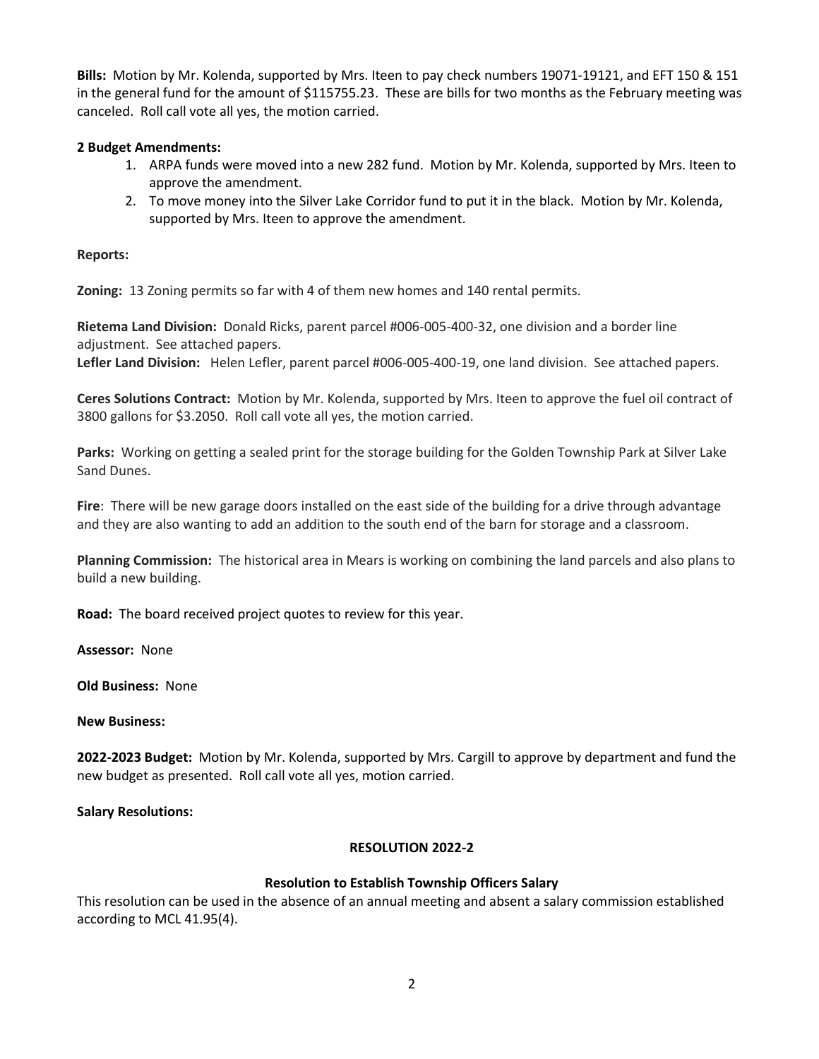**Bills:** Motion by Mr. Kolenda, supported by Mrs. Iteen to pay check numbers 19071-19121, and EFT 150 & 151 in the general fund for the amount of $115755.23. These are bills for two months as the February meeting was canceled. Roll call vote all yes, the motion carried.

**2 Budget Amendments:**

1. ARPA funds were moved into a new 282 fund. Motion by Mr. Kolenda, supported by Mrs. Iteen to approve the amendment.
2. To move money into the Silver Lake Corridor fund to put it in the black. Motion by Mr. Kolenda, supported by Mrs. Iteen to approve the amendment.

**Reports:**

**Zoning:** 13 Zoning permits so far with 4 of them new homes and 140 rental permits.

**Rietema Land Division:** Donald Ricks, parent parcel #006-005-400-32, one division and a border line adjustment. See attached papers.
**Lefler Land Division:** Helen Lefler, parent parcel #006-005-400-19, one land division. See attached papers.

**Ceres Solutions Contract:** Motion by Mr. Kolenda, supported by Mrs. Iteen to approve the fuel oil contract of 3800 gallons for $3.2050. Roll call vote all yes, the motion carried.

**Parks:** Working on getting a sealed print for the storage building for the Golden Township Park at Silver Lake Sand Dunes.

**Fire**: There will be new garage doors installed on the east side of the building for a drive through advantage and they are also wanting to add an addition to the south end of the barn for storage and a classroom.

**Planning Commission:** The historical area in Mears is working on combining the land parcels and also plans to build a new building.

**Road:** The board received project quotes to review for this year.

**Assessor:** None

**Old Business:** None

**New Business:**

**2022-2023 Budget:** Motion by Mr. Kolenda, supported by Mrs. Cargill to approve by department and fund the new budget as presented. Roll call vote all yes, motion carried.

**Salary Resolutions:**

**RESOLUTION 2022-2**

**Resolution to Establish Township Officers Salary**

This resolution can be used in the absence of an annual meeting and absent a salary commission established according to MCL 41.95(4).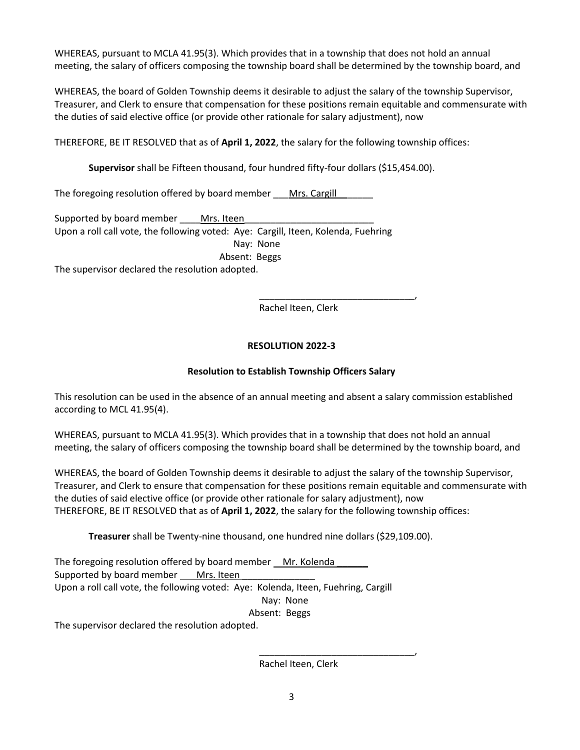WHEREAS, pursuant to MCLA 41.95(3). Which provides that in a township that does not hold an annual meeting, the salary of officers composing the township board shall be determined by the township board, and

WHEREAS, the board of Golden Township deems it desirable to adjust the salary of the township Supervisor, Treasurer, and Clerk to ensure that compensation for these positions remain equitable and commensurate with the duties of said elective office (or provide other rationale for salary adjustment), now

THEREFORE, BE IT RESOLVED that as of **April 1, 2022**, the salary for the following township offices:

**Supervisor** shall be Fifteen thousand, four hundred fifty-four dollars ($15,454.00).

The foregoing resolution offered by board member Mrs. Cargill

Supported by board member Mrs. Iteen

Upon a roll call vote, the following voted: Aye: Cargill, Iteen, Kolenda, Fuehring

Nay: None

Absent: Beggs

The supervisor declared the resolution adopted.

_______________________________,

Rachel Iteen, Clerk

## RESOLUTION 2022-3

### Resolution to Establish Township Officers Salary

This resolution can be used in the absence of an annual meeting and absent a salary commission established according to MCL 41.95(4).

WHEREAS, pursuant to MCLA 41.95(3). Which provides that in a township that does not hold an annual meeting, the salary of officers composing the township board shall be determined by the township board, and

WHEREAS, the board of Golden Township deems it desirable to adjust the salary of the township Supervisor, Treasurer, and Clerk to ensure that compensation for these positions remain equitable and commensurate with the duties of said elective office (or provide other rationale for salary adjustment), now

THEREFORE, BE IT RESOLVED that as of **April 1, 2022**, the salary for the following township offices:

**Treasurer** shall be Twenty-nine thousand, one hundred nine dollars ($29,109.00).

The foregoing resolution offered by board member Mr. Kolenda

Supported by board member Mrs. Iteen

Upon a roll call vote, the following voted: Aye: Kolenda, Iteen, Fuehring, Cargill

Nay: None

Absent: Beggs

The supervisor declared the resolution adopted.

_______________________________,

Rachel Iteen, Clerk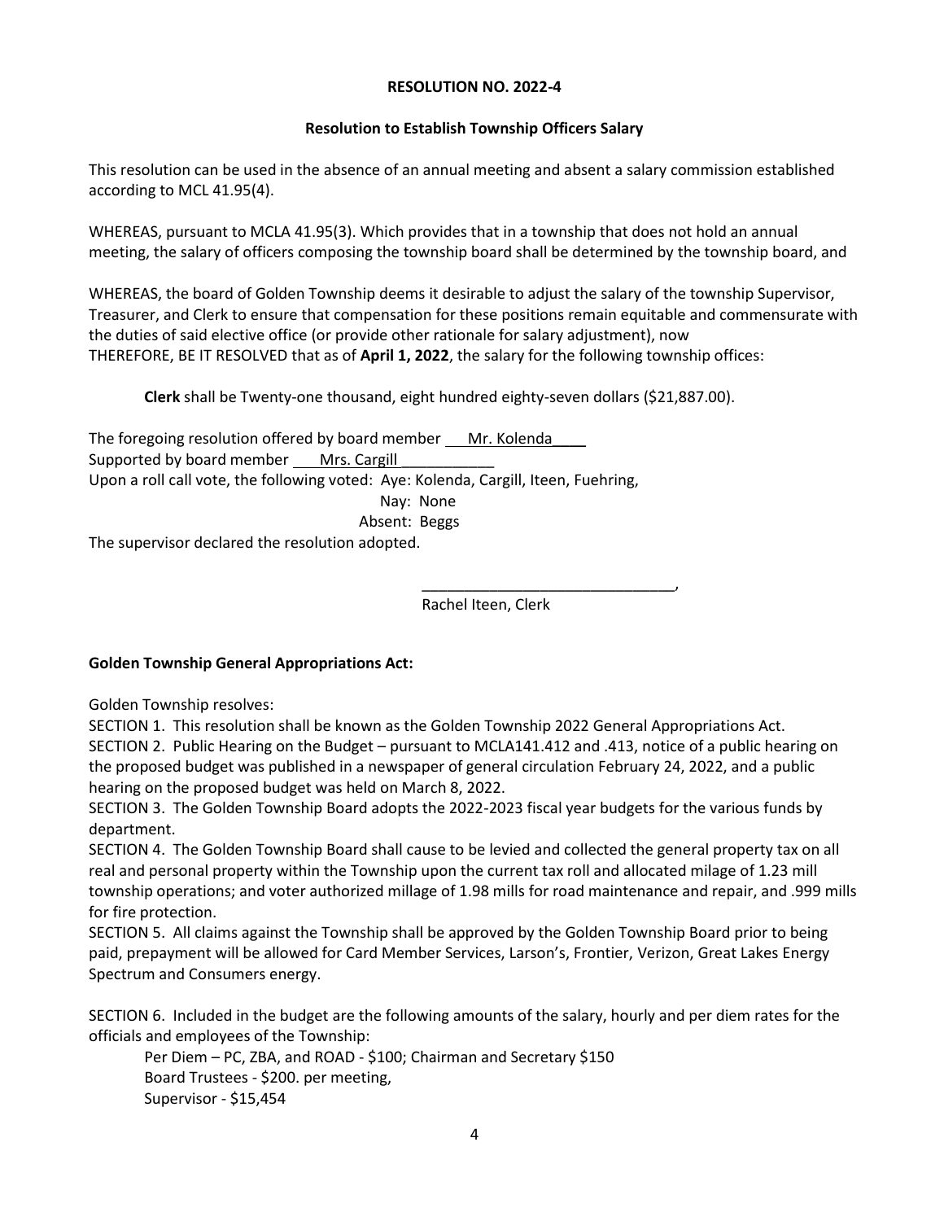**RESOLUTION NO. 2022-4**

**Resolution to Establish Township Officers Salary**

This resolution can be used in the absence of an annual meeting and absent a salary commission established according to MCL 41.95(4).

WHEREAS, pursuant to MCLA 41.95(3). Which provides that in a township that does not hold an annual meeting, the salary of officers composing the township board shall be determined by the township board, and

WHEREAS, the board of Golden Township deems it desirable to adjust the salary of the township Supervisor, Treasurer, and Clerk to ensure that compensation for these positions remain equitable and commensurate with the duties of said elective office (or provide other rationale for salary adjustment), now
THEREFORE, BE IT RESOLVED that as of **April 1, 2022**, the salary for the following township offices:

**Clerk** shall be Twenty-one thousand, eight hundred eighty-seven dollars ($21,887.00).

The foregoing resolution offered by board member Mr. Kolenda
Supported by board member Mrs. Cargill
Upon a roll call vote, the following voted: Aye: Kolenda, Cargill, Iteen, Fuehring,
Nay: None
Absent: Beggs
The supervisor declared the resolution adopted.

_______________________________,
Rachel Iteen, Clerk

**Golden Township General Appropriations Act:**

Golden Township resolves:
SECTION 1. This resolution shall be known as the Golden Township 2022 General Appropriations Act.
SECTION 2. Public Hearing on the Budget – pursuant to MCLA141.412 and .413, notice of a public hearing on the proposed budget was published in a newspaper of general circulation February 24, 2022, and a public hearing on the proposed budget was held on March 8, 2022.
SECTION 3. The Golden Township Board adopts the 2022-2023 fiscal year budgets for the various funds by department.
SECTION 4. The Golden Township Board shall cause to be levied and collected the general property tax on all real and personal property within the Township upon the current tax roll and allocated milage of 1.23 mill township operations; and voter authorized millage of 1.98 mills for road maintenance and repair, and .999 mills for fire protection.
SECTION 5. All claims against the Township shall be approved by the Golden Township Board prior to being paid, prepayment will be allowed for Card Member Services, Larson's, Frontier, Verizon, Great Lakes Energy Spectrum and Consumers energy.

SECTION 6. Included in the budget are the following amounts of the salary, hourly and per diem rates for the officials and employees of the Township:

Per Diem – PC, ZBA, and ROAD - $100; Chairman and Secretary $150
Board Trustees - $200. per meeting,
Supervisor - $15,454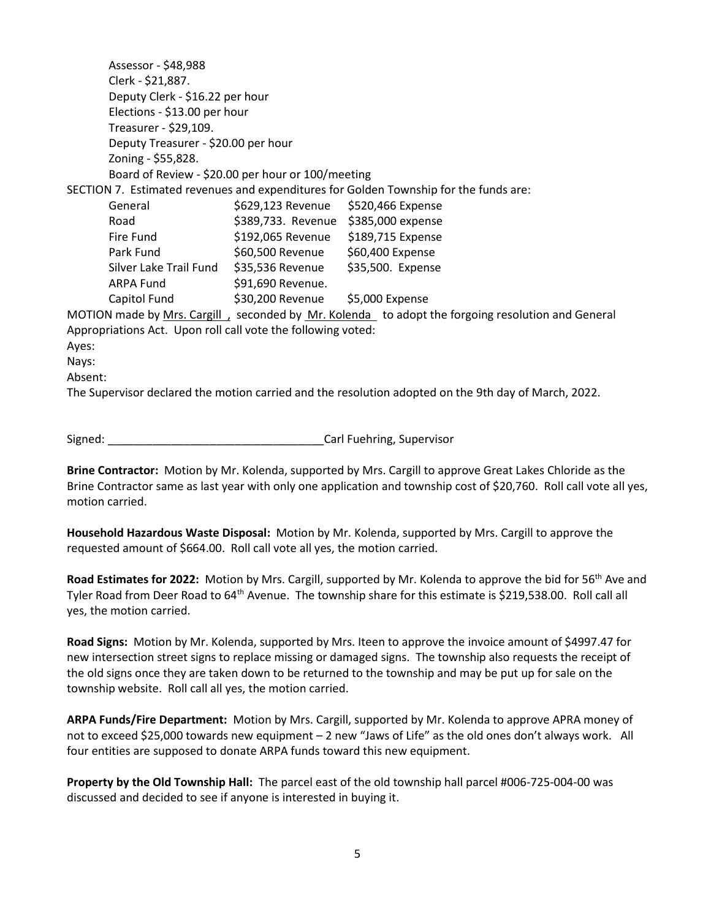Assessor - $48,988
Clerk - $21,887.
Deputy Clerk - $16.22 per hour
Elections - $13.00 per hour
Treasurer - $29,109.
Deputy Treasurer - $20.00 per hour
Zoning - $55,828.
Board of Review - $20.00 per hour or 100/meeting

SECTION 7. Estimated revenues and expenditures for Golden Township for the funds are:

| Fund | Revenue | Expense |
|---|---|---|
| General | $629,123 Revenue | $520,466 Expense |
| Road | $389,733. Revenue | $385,000 expense |
| Fire Fund | $192,065 Revenue | $189,715 Expense |
| Park Fund | $60,500 Revenue | $60,400 Expense |
| Silver Lake Trail Fund | $35,536 Revenue | $35,500. Expense |
| ARPA Fund | $91,690 Revenue. | |
| Capitol Fund | $30,200 Revenue | $5,000 Expense |

MOTION made by Mrs. Cargill , seconded by Mr. Kolenda to adopt the forgoing resolution and General Appropriations Act. Upon roll call vote the following voted:

Ayes:

Nays:

Absent:

The Supervisor declared the motion carried and the resolution adopted on the 9th day of March, 2022.

Signed: ________________________________ Carl Fuehring, Supervisor

**Brine Contractor:** Motion by Mr. Kolenda, supported by Mrs. Cargill to approve Great Lakes Chloride as the Brine Contractor same as last year with only one application and township cost of $20,760. Roll call vote all yes, motion carried.

**Household Hazardous Waste Disposal:** Motion by Mr. Kolenda, supported by Mrs. Cargill to approve the requested amount of $664.00. Roll call vote all yes, the motion carried.

**Road Estimates for 2022:** Motion by Mrs. Cargill, supported by Mr. Kolenda to approve the bid for 56th Ave and Tyler Road from Deer Road to 64th Avenue. The township share for this estimate is $219,538.00. Roll call all yes, the motion carried.

**Road Signs:** Motion by Mr. Kolenda, supported by Mrs. Iteen to approve the invoice amount of $4997.47 for new intersection street signs to replace missing or damaged signs. The township also requests the receipt of the old signs once they are taken down to be returned to the township and may be put up for sale on the township website. Roll call all yes, the motion carried.

**ARPA Funds/Fire Department:** Motion by Mrs. Cargill, supported by Mr. Kolenda to approve APRA money of not to exceed $25,000 towards new equipment – 2 new "Jaws of Life" as the old ones don't always work. All four entities are supposed to donate ARPA funds toward this new equipment.

**Property by the Old Township Hall:** The parcel east of the old township hall parcel #006-725-004-00 was discussed and decided to see if anyone is interested in buying it.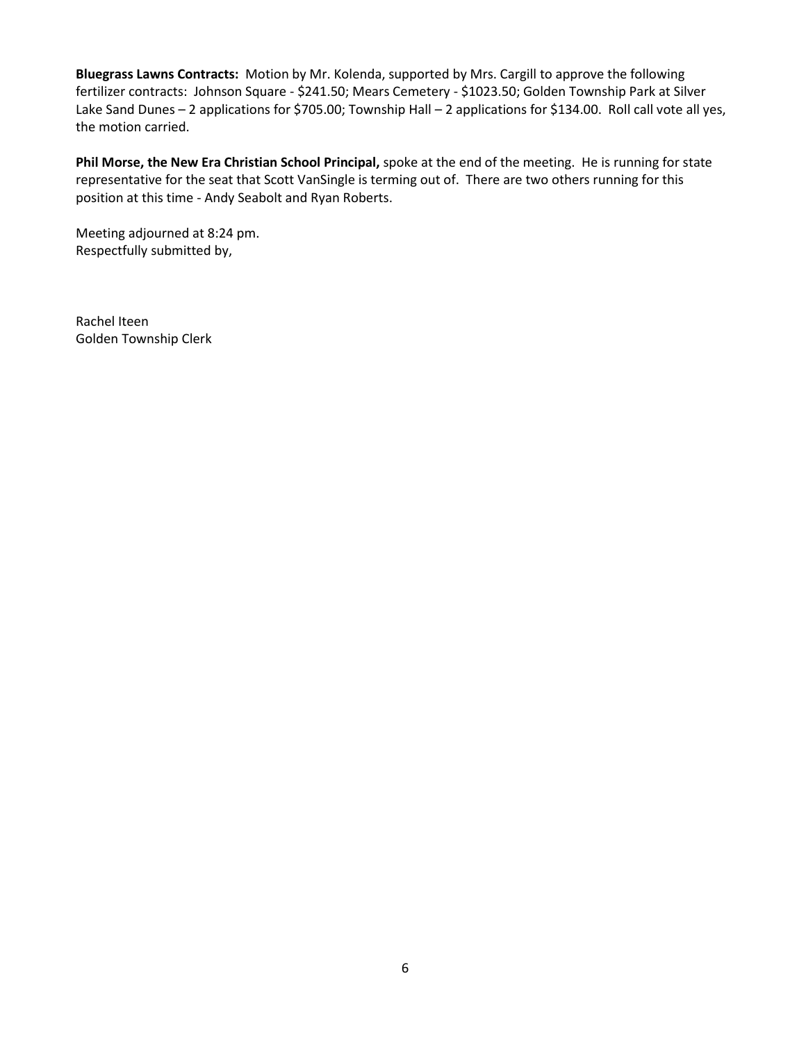**Bluegrass Lawns Contracts:** Motion by Mr. Kolenda, supported by Mrs. Cargill to approve the following fertilizer contracts: Johnson Square - $241.50; Mears Cemetery - $1023.50; Golden Township Park at Silver Lake Sand Dunes – 2 applications for $705.00; Township Hall – 2 applications for $134.00. Roll call vote all yes, the motion carried.

**Phil Morse, the New Era Christian School Principal,** spoke at the end of the meeting. He is running for state representative for the seat that Scott VanSingle is terming out of. There are two others running for this position at this time - Andy Seabolt and Ryan Roberts.

Meeting adjourned at 8:24 pm.
Respectfully submitted by,

Rachel Iteen
Golden Township Clerk